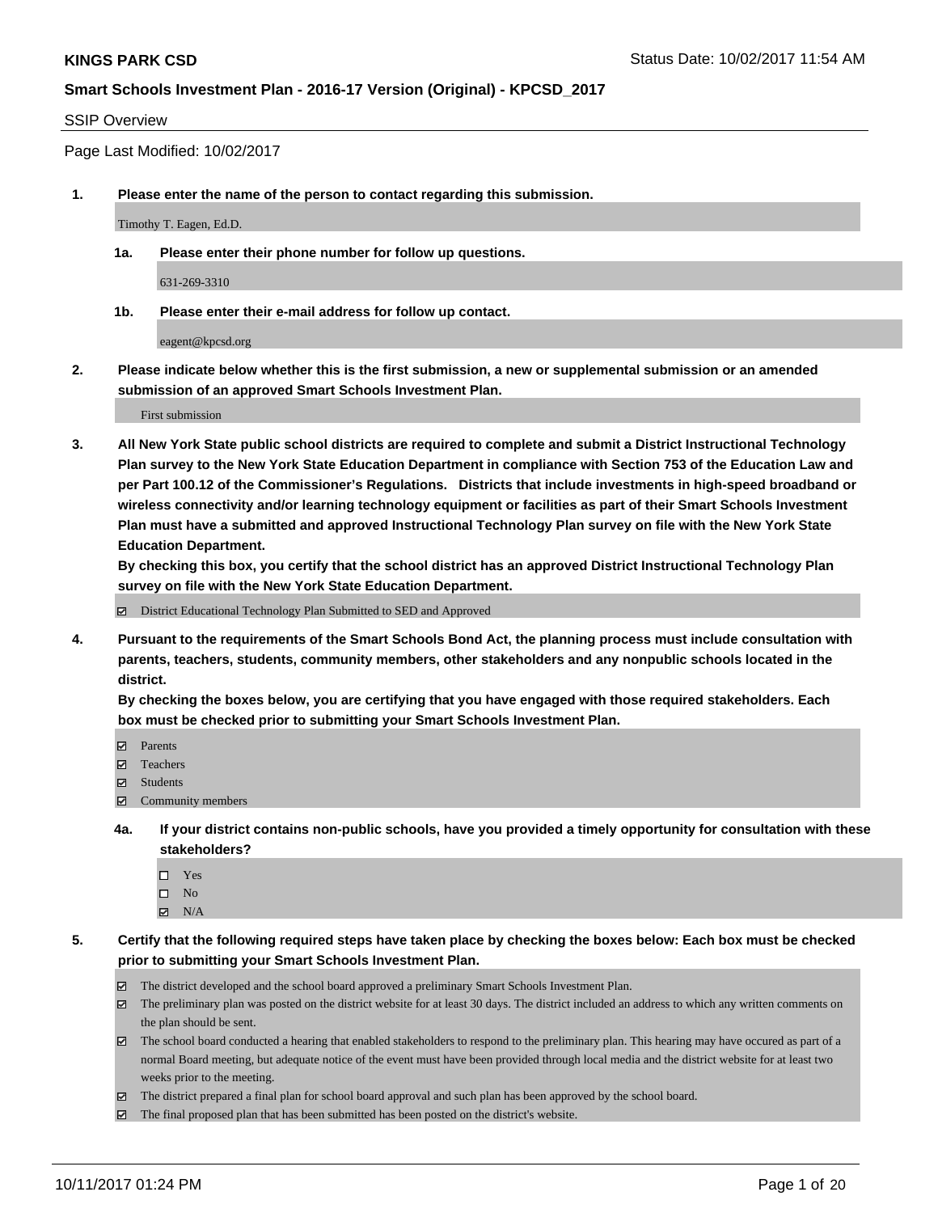**KINGS PARK CSD** Status Date: 10/02/2017 11:54 AM

**Smart Schools Investment Plan - 2016-17 Version (Original) - KPCSD_2017**

SSIP Overview

Page Last Modified: 10/02/2017

1. **Please enter the name of the person to contact regarding this submission.**

   Timothy T. Eagen, Ed.D.

   1a. **Please enter their phone number for follow up questions.**

   631-269-3310

   1b. **Please enter their e-mail address for follow up contact.**

   eagent@kpcsd.org

2. **Please indicate below whether this is the first submission, a new or supplemental submission or an amended submission of an approved Smart Schools Investment Plan.**

   First submission

3. **All New York State public school districts are required to complete and submit a District Instructional Technology Plan survey to the New York State Education Department in compliance with Section 753 of the Education Law and per Part 100.12 of the Commissioner's Regulations. Districts that include investments in high-speed broadband or wireless connectivity and/or learning technology equipment or facilities as part of their Smart Schools Investment Plan must have a submitted and approved Instructional Technology Plan survey on file with the New York State Education Department.**
   **By checking this box, you certify that the school district has an approved District Instructional Technology Plan survey on file with the New York State Education Department.**

   ☑ District Educational Technology Plan Submitted to SED and Approved

4. **Pursuant to the requirements of the Smart Schools Bond Act, the planning process must include consultation with parents, teachers, students, community members, other stakeholders and any nonpublic schools located in the district.**
   **By checking the boxes below, you are certifying that you have engaged with those required stakeholders. Each box must be checked prior to submitting your Smart Schools Investment Plan.**

   ☑ Parents
   ☑ Teachers
   ☑ Students
   ☑ Community members

   4a. **If your district contains non-public schools, have you provided a timely opportunity for consultation with these stakeholders?**

   ☐ Yes
   ☐ No
   ☑ N/A

5. **Certify that the following required steps have taken place by checking the boxes below: Each box must be checked prior to submitting your Smart Schools Investment Plan.**

   ☑ The district developed and the school board approved a preliminary Smart Schools Investment Plan.
   ☑ The preliminary plan was posted on the district website for at least 30 days. The district included an address to which any written comments on the plan should be sent.
   ☑ The school board conducted a hearing that enabled stakeholders to respond to the preliminary plan. This hearing may have occured as part of a normal Board meeting, but adequate notice of the event must have been provided through local media and the district website for at least two weeks prior to the meeting.
   ☑ The district prepared a final plan for school board approval and such plan has been approved by the school board.
   ☑ The final proposed plan that has been submitted has been posted on the district's website.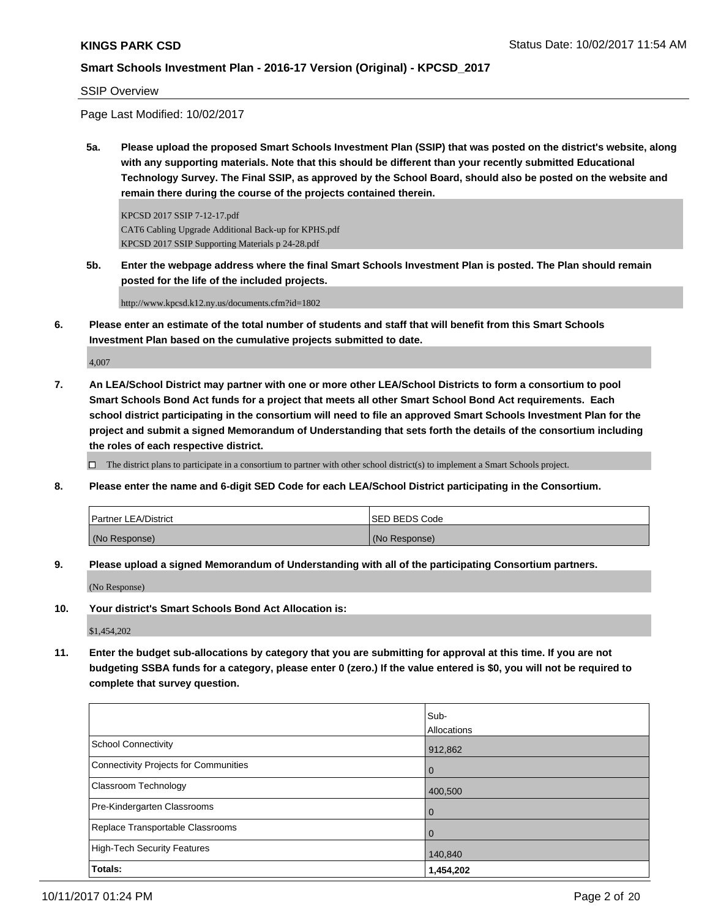SSIP Overview

Page Last Modified: 10/02/2017

**5a. Please upload the proposed Smart Schools Investment Plan (SSIP) that was posted on the district's website, along with any supporting materials. Note that this should be different than your recently submitted Educational Technology Survey. The Final SSIP, as approved by the School Board, should also be posted on the website and remain there during the course of the projects contained therein.**

KPCSD 2017 SSIP 7-12-17.pdf
CAT6 Cabling Upgrade Additional Back-up for KPHS.pdf
KPCSD 2017 SSIP Supporting Materials p 24-28.pdf

**5b. Enter the webpage address where the final Smart Schools Investment Plan is posted. The Plan should remain posted for the life of the included projects.**

http://www.kpcsd.k12.ny.us/documents.cfm?id=1802

**6. Please enter an estimate of the total number of students and staff that will benefit from this Smart Schools Investment Plan based on the cumulative projects submitted to date.**

4,007

**7. An LEA/School District may partner with one or more other LEA/School Districts to form a consortium to pool Smart Schools Bond Act funds for a project that meets all other Smart School Bond Act requirements. Each school district participating in the consortium will need to file an approved Smart Schools Investment Plan for the project and submit a signed Memorandum of Understanding that sets forth the details of the consortium including the roles of each respective district.**

☐ The district plans to participate in a consortium to partner with other school district(s) to implement a Smart Schools project.

**8. Please enter the name and 6-digit SED Code for each LEA/School District participating in the Consortium.**

| Partner LEA/District | SED BEDS Code |
|---|---|
| (No Response) | (No Response) |

**9. Please upload a signed Memorandum of Understanding with all of the participating Consortium partners.**

(No Response)

**10. Your district's Smart Schools Bond Act Allocation is:**

$1,454,202

**11. Enter the budget sub-allocations by category that you are submitting for approval at this time. If you are not budgeting SSBA funds for a category, please enter 0 (zero.) If the value entered is $0, you will not be required to complete that survey question.**

| | Sub-Allocations |
|---|---|
| School Connectivity | 912,862 |
| Connectivity Projects for Communities | 0 |
| Classroom Technology | 400,500 |
| Pre-Kindergarten Classrooms | 0 |
| Replace Transportable Classrooms | 0 |
| High-Tech Security Features | 140,840 |
| **Totals:** | **1,454,202** |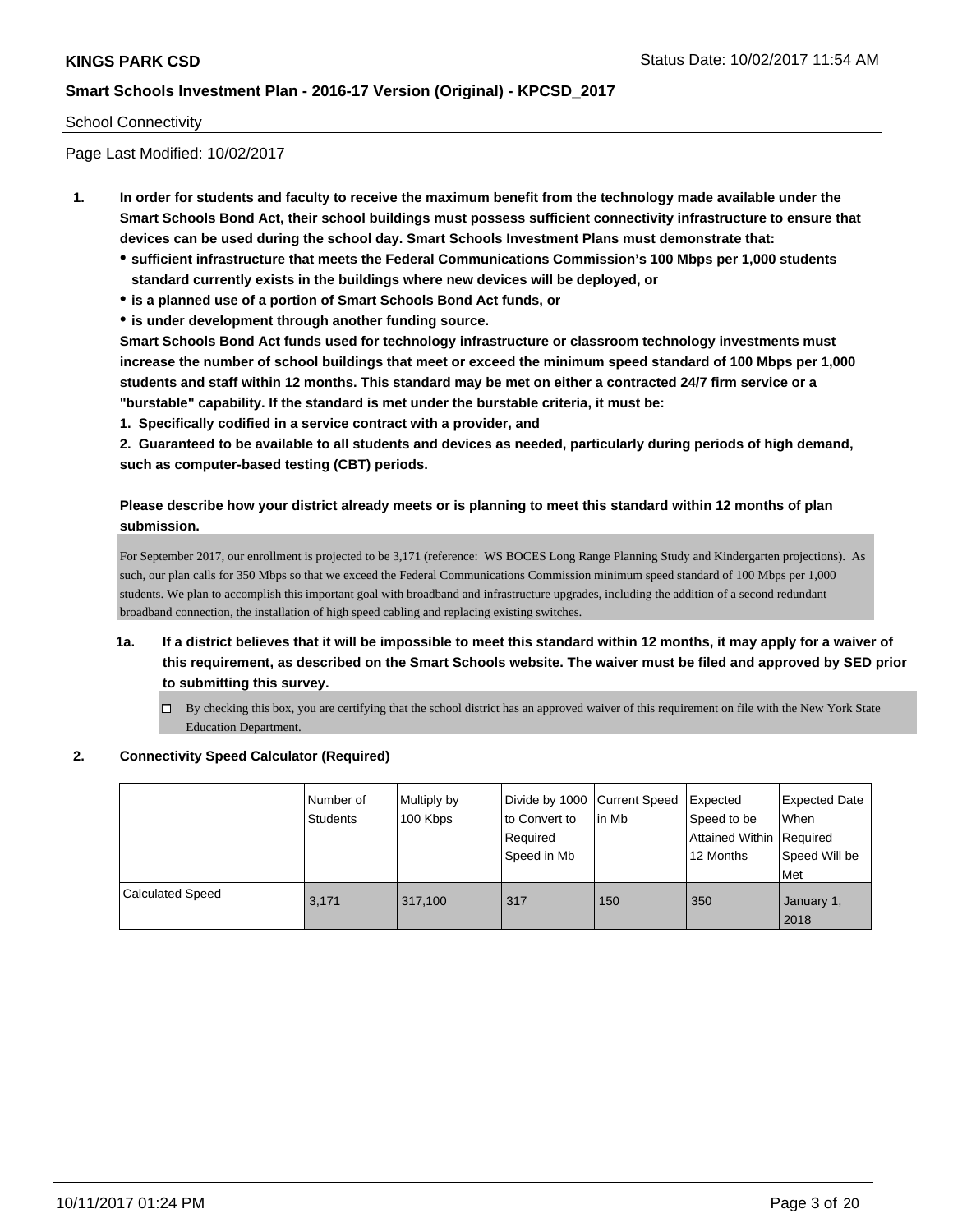School Connectivity

Page Last Modified: 10/02/2017

1. **In order for students and faculty to receive the maximum benefit from the technology made available under the Smart Schools Bond Act, their school buildings must possess sufficient connectivity infrastructure to ensure that devices can be used during the school day. Smart Schools Investment Plans must demonstrate that:**
   - **sufficient infrastructure that meets the Federal Communications Commission's 100 Mbps per 1,000 students standard currently exists in the buildings where new devices will be deployed, or**
   - **is a planned use of a portion of Smart Schools Bond Act funds, or**
   - **is under development through another funding source.**

   **Smart Schools Bond Act funds used for technology infrastructure or classroom technology investments must increase the number of school buildings that meet or exceed the minimum speed standard of 100 Mbps per 1,000 students and staff within 12 months. This standard may be met on either a contracted 24/7 firm service or a "burstable" capability. If the standard is met under the burstable criteria, it must be:**

   **1. Specifically codified in a service contract with a provider, and**

   **2. Guaranteed to be available to all students and devices as needed, particularly during periods of high demand, such as computer-based testing (CBT) periods.**

   **Please describe how your district already meets or is planning to meet this standard within 12 months of plan submission.**

   For September 2017, our enrollment is projected to be 3,171 (reference: WS BOCES Long Range Planning Study and Kindergarten projections). As such, our plan calls for 350 Mbps so that we exceed the Federal Communications Commission minimum speed standard of 100 Mbps per 1,000 students. We plan to accomplish this important goal with broadband and infrastructure upgrades, including the addition of a second redundant broadband connection, the installation of high speed cabling and replacing existing switches.

   1a. **If a district believes that it will be impossible to meet this standard within 12 months, it may apply for a waiver of this requirement, as described on the Smart Schools website. The waiver must be filed and approved by SED prior to submitting this survey.**

   ☐ By checking this box, you are certifying that the school district has an approved waiver of this requirement on file with the New York State Education Department.

2. **Connectivity Speed Calculator (Required)**

| | Number of Students | Multiply by 100 Kbps | Divide by 1000 to Convert to Required Speed in Mb | Current Speed in Mb | Expected Speed to be Attained Within 12 Months | Expected Date When Required Speed Will be Met |
|---|---|---|---|---|---|---|
| Calculated Speed | 3,171 | 317,100 | 317 | 150 | 350 | January 1, 2018 |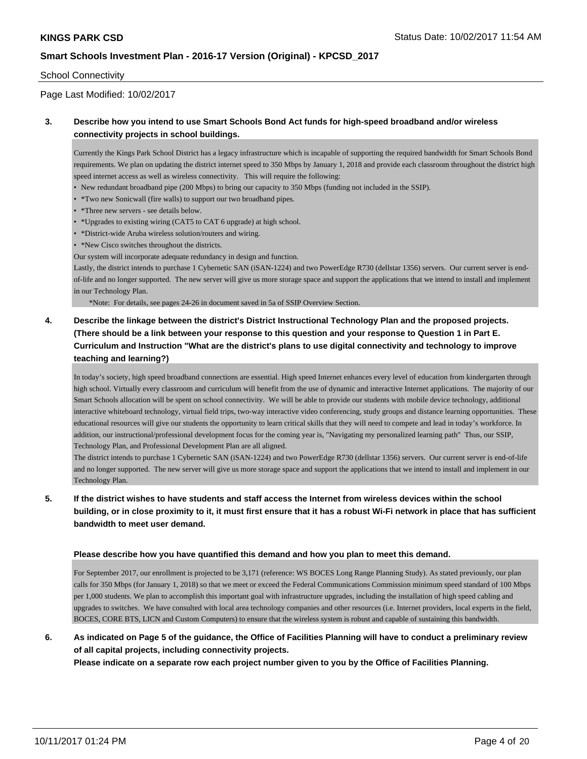School Connectivity

Page Last Modified: 10/02/2017

**3. Describe how you intend to use Smart Schools Bond Act funds for high-speed broadband and/or wireless connectivity projects in school buildings.**

Currently the Kings Park School District has a legacy infrastructure which is incapable of supporting the required bandwidth for Smart Schools Bond requirements. We plan on updating the district internet speed to 350 Mbps by January 1, 2018 and provide each classroom throughout the district high speed internet access as well as wireless connectivity. This will require the following:

- New redundant broadband pipe (200 Mbps) to bring our capacity to 350 Mbps (funding not included in the SSIP).
- *Two new Sonicwall (fire walls) to support our two broadband pipes.
- *Three new servers - see details below.
- *Upgrades to existing wiring (CAT5 to CAT 6 upgrade) at high school.
- *District-wide Aruba wireless solution/routers and wiring.
- *New Cisco switches throughout the districts.

Our system will incorporate adequate redundancy in design and function.

Lastly, the district intends to purchase 1 Cybernetic SAN (iSAN-1224) and two PowerEdge R730 (dellstar 1356) servers. Our current server is end-of-life and no longer supported. The new server will give us more storage space and support the applications that we intend to install and implement in our Technology Plan.

*Note: For details, see pages 24-26 in document saved in 5a of SSIP Overview Section.

**4. Describe the linkage between the district's District Instructional Technology Plan and the proposed projects. (There should be a link between your response to this question and your response to Question 1 in Part E. Curriculum and Instruction "What are the district's plans to use digital connectivity and technology to improve teaching and learning?)**

In today's society, high speed broadband connections are essential. High speed Internet enhances every level of education from kindergarten through high school. Virtually every classroom and curriculum will benefit from the use of dynamic and interactive Internet applications. The majority of our Smart Schools allocation will be spent on school connectivity. We will be able to provide our students with mobile device technology, additional interactive whiteboard technology, virtual field trips, two-way interactive video conferencing, study groups and distance learning opportunities. These educational resources will give our students the opportunity to learn critical skills that they will need to compete and lead in today's workforce. In addition, our instructional/professional development focus for the coming year is, "Navigating my personalized learning path" Thus, our SSIP, Technology Plan, and Professional Development Plan are all aligned.

The district intends to purchase 1 Cybernetic SAN (iSAN-1224) and two PowerEdge R730 (dellstar 1356) servers. Our current server is end-of-life and no longer supported. The new server will give us more storage space and support the applications that we intend to install and implement in our Technology Plan.

**5. If the district wishes to have students and staff access the Internet from wireless devices within the school building, or in close proximity to it, it must first ensure that it has a robust Wi-Fi network in place that has sufficient bandwidth to meet user demand.**

**Please describe how you have quantified this demand and how you plan to meet this demand.**

For September 2017, our enrollment is projected to be 3,171 (reference: WS BOCES Long Range Planning Study). As stated previously, our plan calls for 350 Mbps (for January 1, 2018) so that we meet or exceed the Federal Communications Commission minimum speed standard of 100 Mbps per 1,000 students. We plan to accomplish this important goal with infrastructure upgrades, including the installation of high speed cabling and upgrades to switches. We have consulted with local area technology companies and other resources (i.e. Internet providers, local experts in the field, BOCES, CORE BTS, LICN and Custom Computers) to ensure that the wireless system is robust and capable of sustaining this bandwidth.

**6. As indicated on Page 5 of the guidance, the Office of Facilities Planning will have to conduct a preliminary review of all capital projects, including connectivity projects.**
**Please indicate on a separate row each project number given to you by the Office of Facilities Planning.**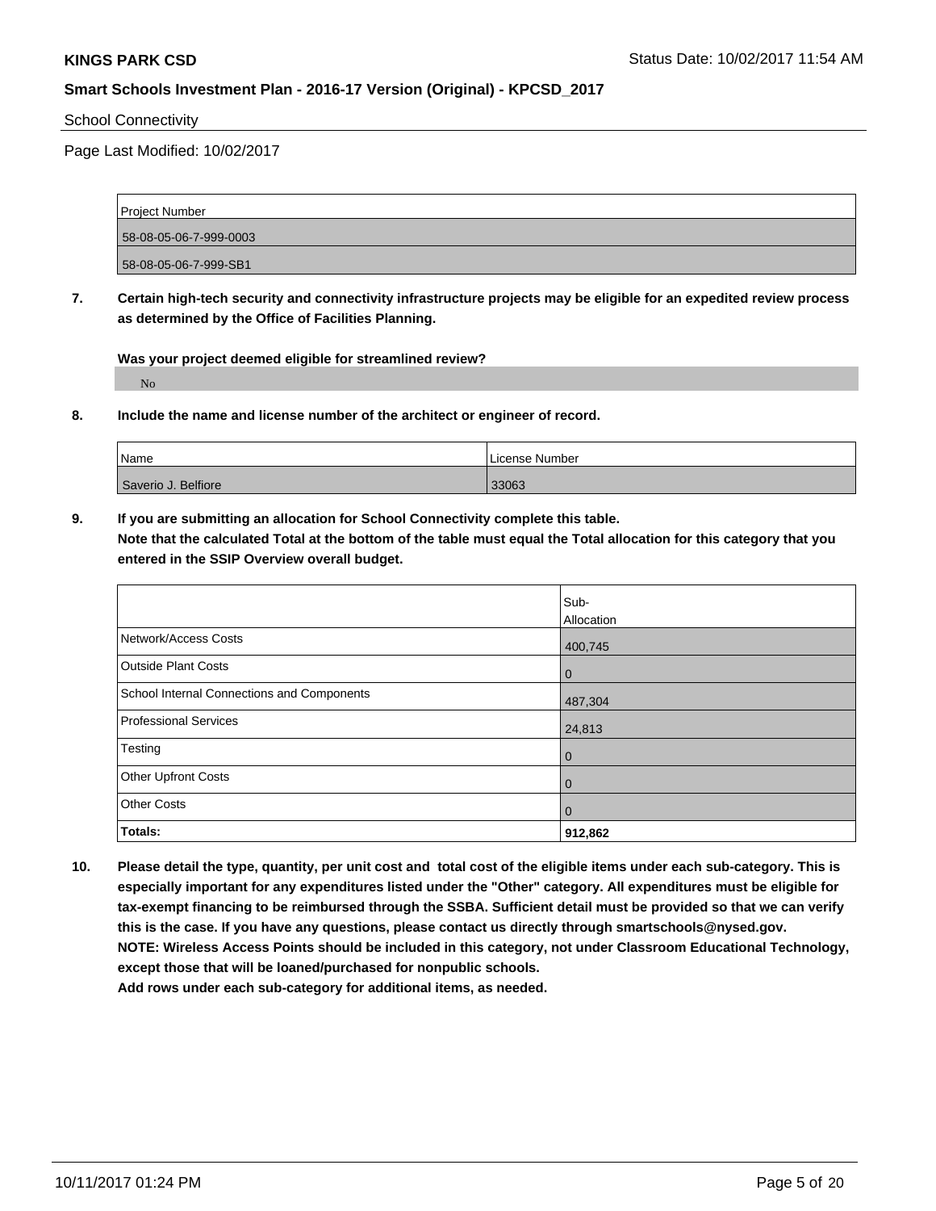School Connectivity

Page Last Modified: 10/02/2017

| Project Number |
| --- |
| 58-08-05-06-7-999-0003 |
| 58-08-05-06-7-999-SB1 |

**7. Certain high-tech security and connectivity infrastructure projects may be eligible for an expedited review process as determined by the Office of Facilities Planning.**

**Was your project deemed eligible for streamlined review?**

No

**8. Include the name and license number of the architect or engineer of record.**

| Name | License Number |
| --- | --- |
| Saverio J. Belfiore | 33063 |

**9. If you are submitting an allocation for School Connectivity complete this table.**
**Note that the calculated Total at the bottom of the table must equal the Total allocation for this category that you entered in the SSIP Overview overall budget.**

| | Sub-Allocation |
| --- | --- |
| Network/Access Costs | 400,745 |
| Outside Plant Costs | 0 |
| School Internal Connections and Components | 487,304 |
| Professional Services | 24,813 |
| Testing | 0 |
| Other Upfront Costs | 0 |
| Other Costs | 0 |
| **Totals:** | **912,862** |

**10. Please detail the type, quantity, per unit cost and total cost of the eligible items under each sub-category. This is especially important for any expenditures listed under the "Other" category. All expenditures must be eligible for tax-exempt financing to be reimbursed through the SSBA. Sufficient detail must be provided so that we can verify this is the case. If you have any questions, please contact us directly through smartschools@nysed.gov.**
**NOTE: Wireless Access Points should be included in this category, not under Classroom Educational Technology, except those that will be loaned/purchased for nonpublic schools.**
**Add rows under each sub-category for additional items, as needed.**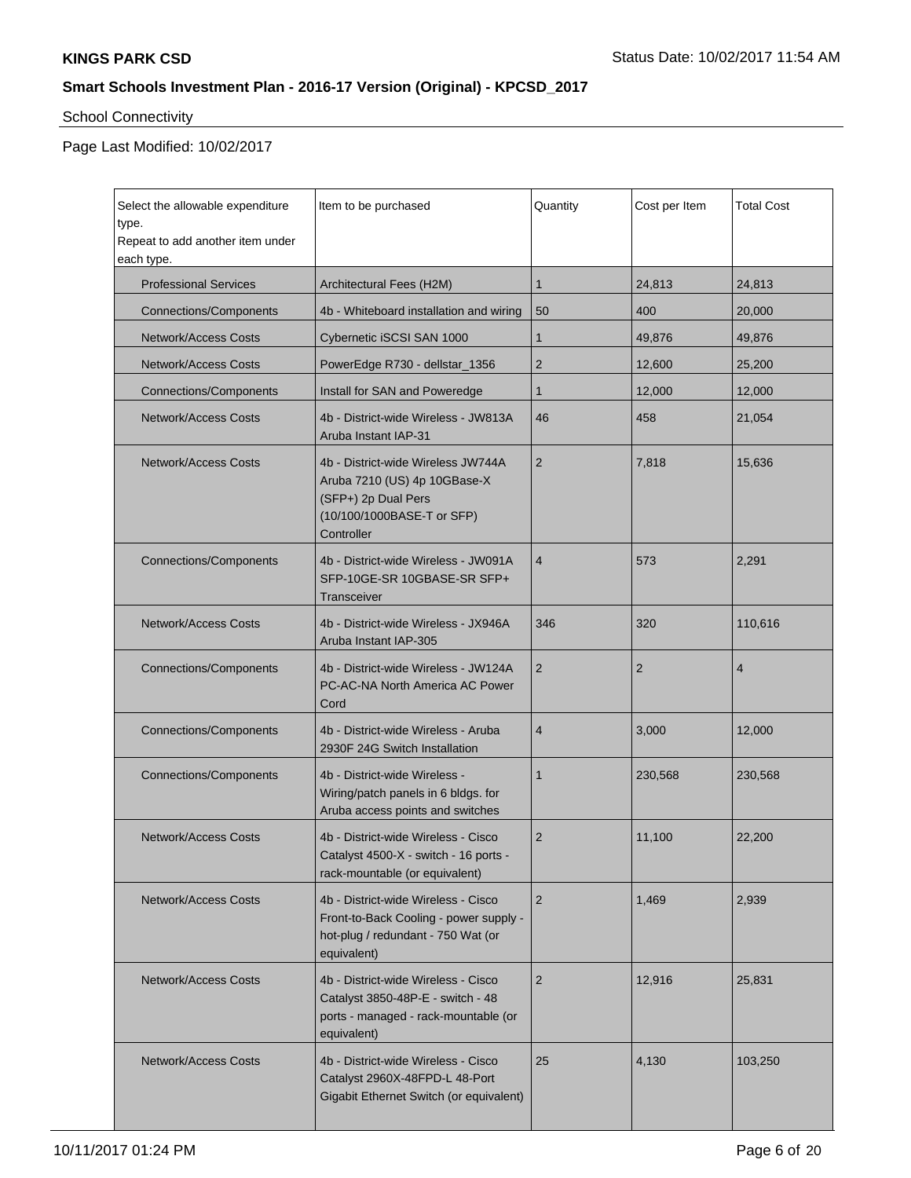## School Connectivity

Page Last Modified: 10/02/2017

| Select the allowable expenditure type. Repeat to add another item under each type. | Item to be purchased | Quantity | Cost per Item | Total Cost |
|---|---|---|---|---|
| Professional Services | Architectural Fees (H2M) | 1 | 24,813 | 24,813 |
| Connections/Components | 4b - Whiteboard installation and wiring | 50 | 400 | 20,000 |
| Network/Access Costs | Cybernetic iSCSI SAN 1000 | 1 | 49,876 | 49,876 |
| Network/Access Costs | PowerEdge R730 - dellstar_1356 | 2 | 12,600 | 25,200 |
| Connections/Components | Install for SAN and Poweredge | 1 | 12,000 | 12,000 |
| Network/Access Costs | 4b - District-wide Wireless - JW813A Aruba Instant IAP-31 | 46 | 458 | 21,054 |
| Network/Access Costs | 4b - District-wide Wireless JW744A Aruba 7210 (US) 4p 10GBase-X (SFP+) 2p Dual Pers (10/100/1000BASE-T or SFP) Controller | 2 | 7,818 | 15,636 |
| Connections/Components | 4b - District-wide Wireless - JW091A SFP-10GE-SR 10GBASE-SR SFP+ Transceiver | 4 | 573 | 2,291 |
| Network/Access Costs | 4b - District-wide Wireless - JX946A Aruba Instant IAP-305 | 346 | 320 | 110,616 |
| Connections/Components | 4b - District-wide Wireless - JW124A PC-AC-NA North America AC Power Cord | 2 | 2 | 4 |
| Connections/Components | 4b - District-wide Wireless - Aruba 2930F 24G Switch Installation | 4 | 3,000 | 12,000 |
| Connections/Components | 4b - District-wide Wireless - Wiring/patch panels in 6 bldgs. for Aruba access points and switches | 1 | 230,568 | 230,568 |
| Network/Access Costs | 4b - District-wide Wireless - Cisco Catalyst 4500-X - switch - 16 ports - rack-mountable (or equivalent) | 2 | 11,100 | 22,200 |
| Network/Access Costs | 4b - District-wide Wireless - Cisco Front-to-Back Cooling - power supply - hot-plug / redundant - 750 Wat (or equivalent) | 2 | 1,469 | 2,939 |
| Network/Access Costs | 4b - District-wide Wireless - Cisco Catalyst 3850-48P-E - switch - 48 ports - managed - rack-mountable (or equivalent) | 2 | 12,916 | 25,831 |
| Network/Access Costs | 4b - District-wide Wireless - Cisco Catalyst 2960X-48FPD-L 48-Port Gigabit Ethernet Switch (or equivalent) | 25 | 4,130 | 103,250 |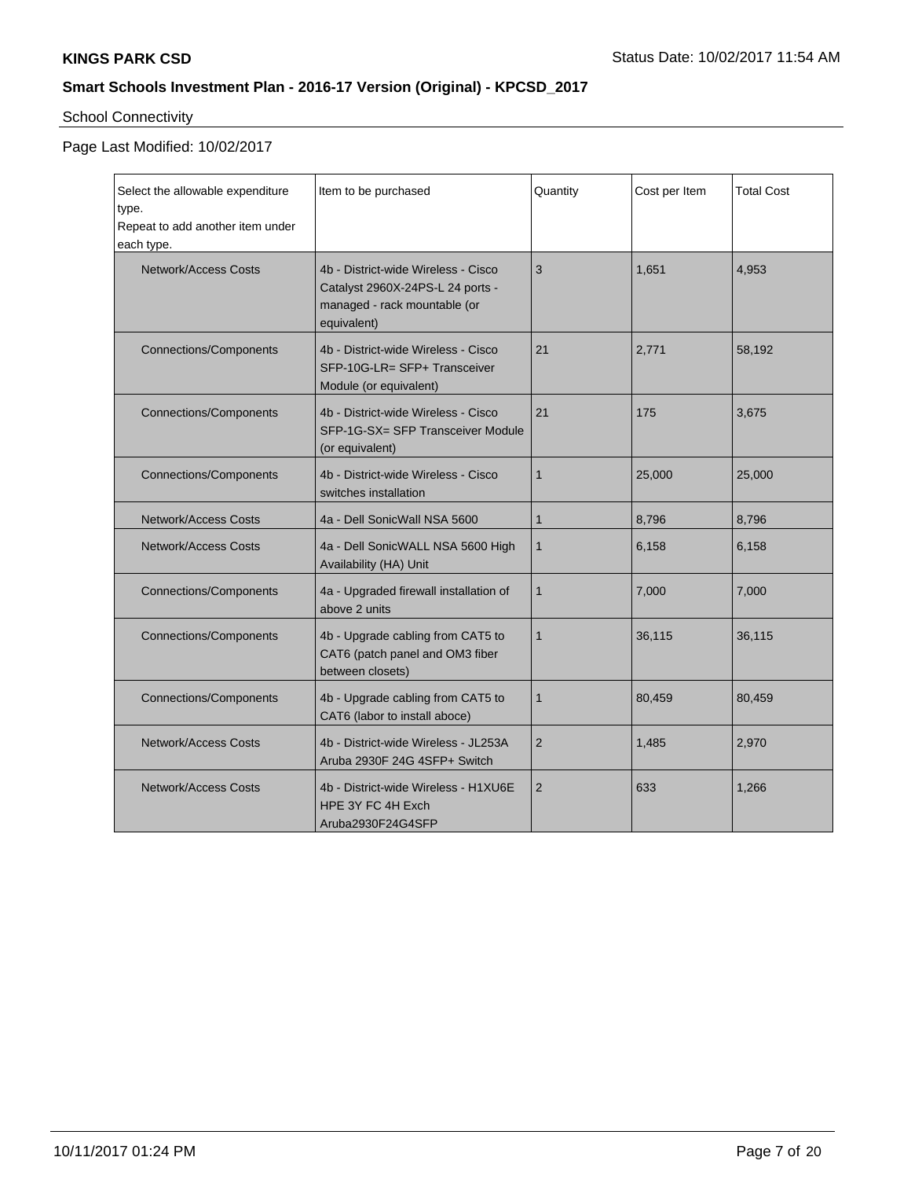School Connectivity

Page Last Modified: 10/02/2017

| Select the allowable expenditure type. Repeat to add another item under each type. | Item to be purchased | Quantity | Cost per Item | Total Cost |
|---|---|---|---|---|
| Network/Access Costs | 4b - District-wide Wireless - Cisco Catalyst 2960X-24PS-L 24 ports - managed - rack mountable (or equivalent) | 3 | 1,651 | 4,953 |
| Connections/Components | 4b - District-wide Wireless - Cisco SFP-10G-LR= SFP+ Transceiver Module (or equivalent) | 21 | 2,771 | 58,192 |
| Connections/Components | 4b - District-wide Wireless - Cisco SFP-1G-SX= SFP Transceiver Module (or equivalent) | 21 | 175 | 3,675 |
| Connections/Components | 4b - District-wide Wireless - Cisco switches installation | 1 | 25,000 | 25,000 |
| Network/Access Costs | 4a - Dell SonicWall NSA 5600 | 1 | 8,796 | 8,796 |
| Network/Access Costs | 4a - Dell SonicWALL NSA 5600 High Availability (HA) Unit | 1 | 6,158 | 6,158 |
| Connections/Components | 4a - Upgraded firewall installation of above 2 units | 1 | 7,000 | 7,000 |
| Connections/Components | 4b - Upgrade cabling from CAT5 to CAT6 (patch panel and OM3 fiber between closets) | 1 | 36,115 | 36,115 |
| Connections/Components | 4b - Upgrade cabling from CAT5 to CAT6 (labor to install aboce) | 1 | 80,459 | 80,459 |
| Network/Access Costs | 4b - District-wide Wireless - JL253A Aruba 2930F 24G 4SFP+ Switch | 2 | 1,485 | 2,970 |
| Network/Access Costs | 4b - District-wide Wireless - H1XU6E HPE 3Y FC 4H Exch Aruba2930F24G4SFP | 2 | 633 | 1,266 |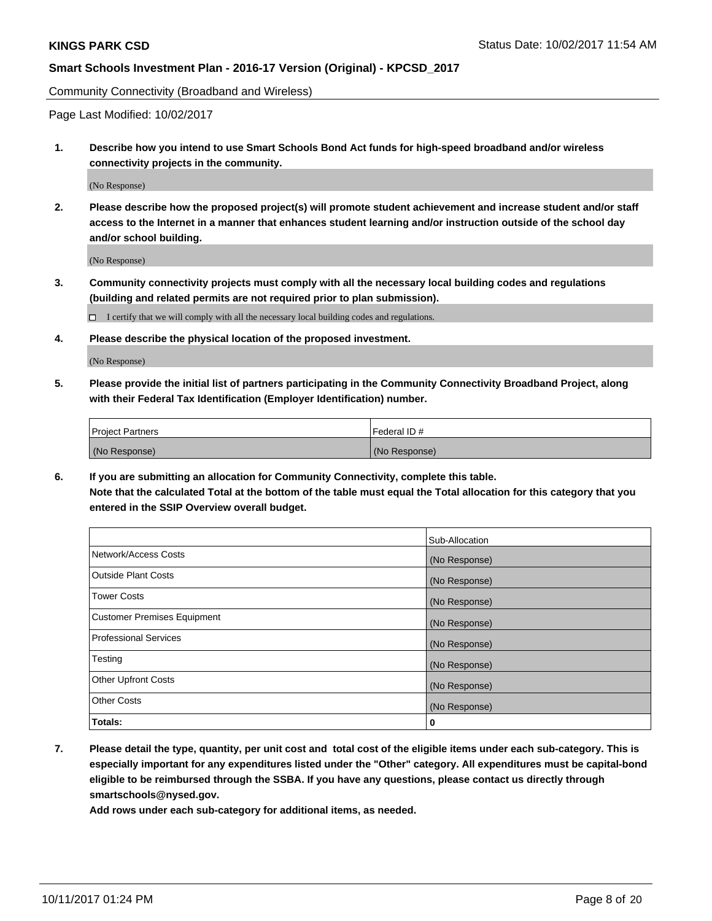Community Connectivity (Broadband and Wireless)

Page Last Modified: 10/02/2017

**1. Describe how you intend to use Smart Schools Bond Act funds for high-speed broadband and/or wireless connectivity projects in the community.**

(No Response)

**2. Please describe how the proposed project(s) will promote student achievement and increase student and/or staff access to the Internet in a manner that enhances student learning and/or instruction outside of the school day and/or school building.**

(No Response)

**3. Community connectivity projects must comply with all the necessary local building codes and regulations (building and related permits are not required prior to plan submission).**

☐ I certify that we will comply with all the necessary local building codes and regulations.

**4. Please describe the physical location of the proposed investment.**

(No Response)

**5. Please provide the initial list of partners participating in the Community Connectivity Broadband Project, along with their Federal Tax Identification (Employer Identification) number.**

| Project Partners | Federal ID # |
|---|---|
| (No Response) | (No Response) |

**6. If you are submitting an allocation for Community Connectivity, complete this table. Note that the calculated Total at the bottom of the table must equal the Total allocation for this category that you entered in the SSIP Overview overall budget.**

| | Sub-Allocation |
|---|---|
| Network/Access Costs | (No Response) |
| Outside Plant Costs | (No Response) |
| Tower Costs | (No Response) |
| Customer Premises Equipment | (No Response) |
| Professional Services | (No Response) |
| Testing | (No Response) |
| Other Upfront Costs | (No Response) |
| Other Costs | (No Response) |
| **Totals:** | **0** |

**7. Please detail the type, quantity, per unit cost and total cost of the eligible items under each sub-category. This is especially important for any expenditures listed under the "Other" category. All expenditures must be capital-bond eligible to be reimbursed through the SSBA. If you have any questions, please contact us directly through smartschools@nysed.gov.**

**Add rows under each sub-category for additional items, as needed.**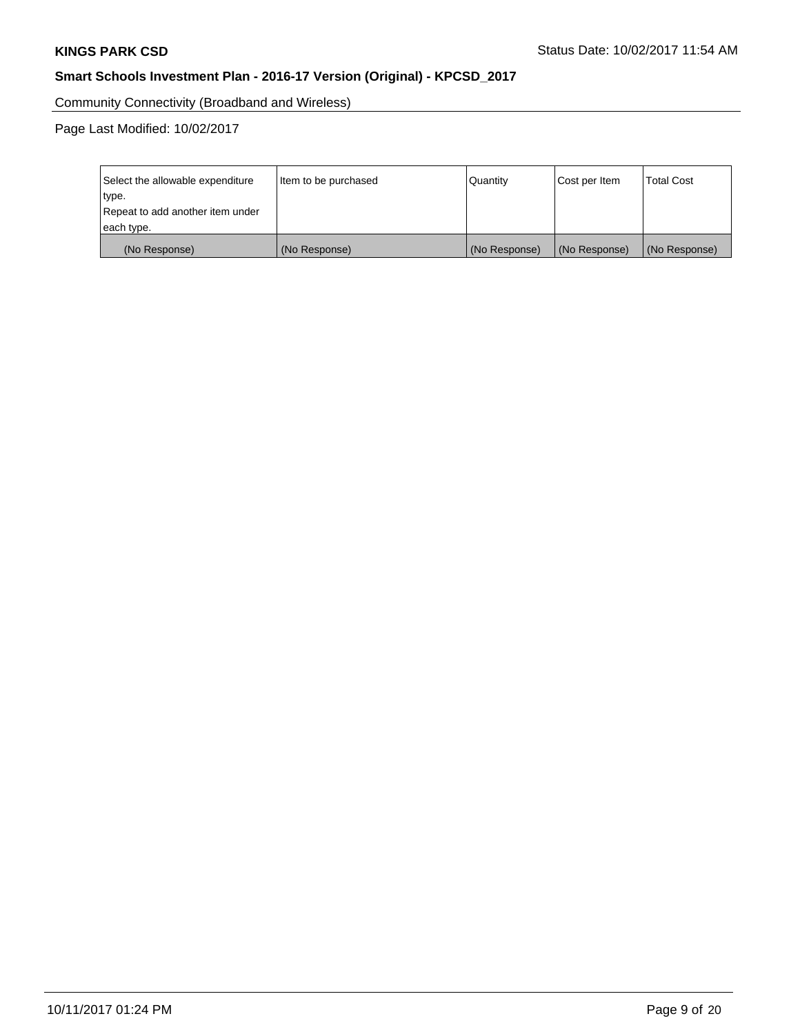Community Connectivity (Broadband and Wireless)

Page Last Modified: 10/02/2017

| Select the allowable expenditure type. Repeat to add another item under each type. | Item to be purchased | Quantity | Cost per Item | Total Cost |
|---|---|---|---|---|
| (No Response) | (No Response) | (No Response) | (No Response) | (No Response) |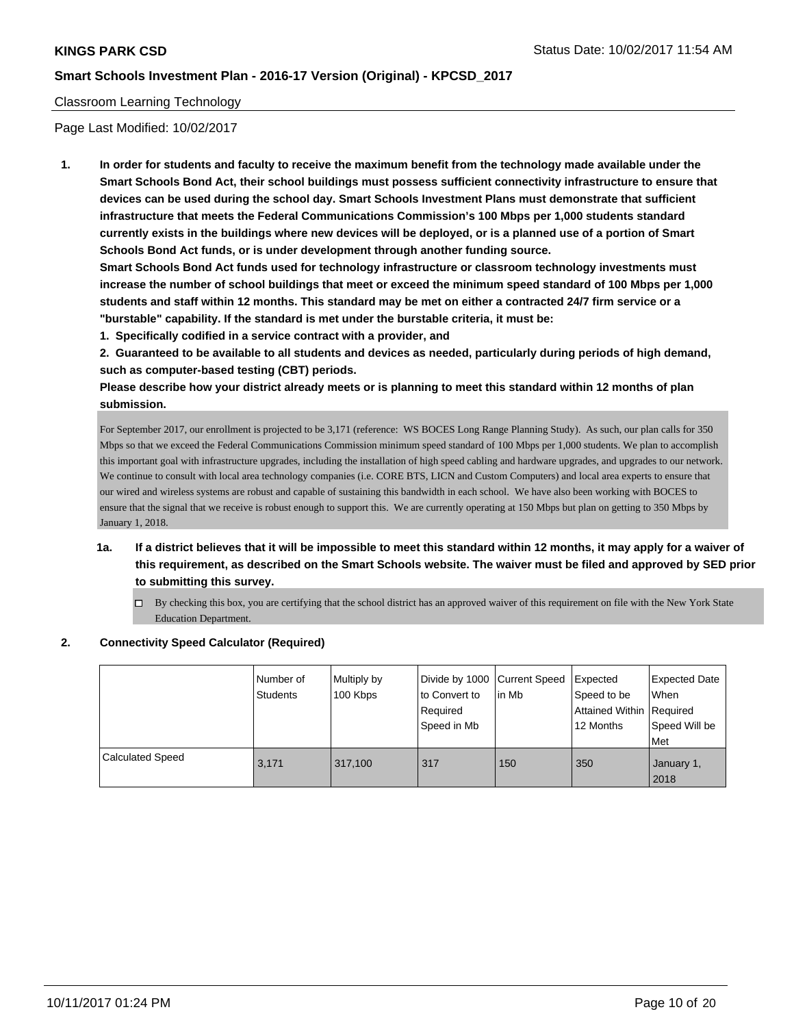Classroom Learning Technology

Page Last Modified: 10/02/2017

**1. In order for students and faculty to receive the maximum benefit from the technology made available under the Smart Schools Bond Act, their school buildings must possess sufficient connectivity infrastructure to ensure that devices can be used during the school day. Smart Schools Investment Plans must demonstrate that sufficient infrastructure that meets the Federal Communications Commission's 100 Mbps per 1,000 students standard currently exists in the buildings where new devices will be deployed, or is a planned use of a portion of Smart Schools Bond Act funds, or is under development through another funding source.**

**Smart Schools Bond Act funds used for technology infrastructure or classroom technology investments must increase the number of school buildings that meet or exceed the minimum speed standard of 100 Mbps per 1,000 students and staff within 12 months. This standard may be met on either a contracted 24/7 firm service or a "burstable" capability. If the standard is met under the burstable criteria, it must be:**

**1. Specifically codified in a service contract with a provider, and**

**2. Guaranteed to be available to all students and devices as needed, particularly during periods of high demand, such as computer-based testing (CBT) periods.**

**Please describe how your district already meets or is planning to meet this standard within 12 months of plan submission.**

For September 2017, our enrollment is projected to be 3,171 (reference: WS BOCES Long Range Planning Study). As such, our plan calls for 350 Mbps so that we exceed the Federal Communications Commission minimum speed standard of 100 Mbps per 1,000 students. We plan to accomplish this important goal with infrastructure upgrades, including the installation of high speed cabling and hardware upgrades, and upgrades to our network. We continue to consult with local area technology companies (i.e. CORE BTS, LICN and Custom Computers) and local area experts to ensure that our wired and wireless systems are robust and capable of sustaining this bandwidth in each school. We have also been working with BOCES to ensure that the signal that we receive is robust enough to support this. We are currently operating at 150 Mbps but plan on getting to 350 Mbps by January 1, 2018.

**1a. If a district believes that it will be impossible to meet this standard within 12 months, it may apply for a waiver of this requirement, as described on the Smart Schools website. The waiver must be filed and approved by SED prior to submitting this survey.**

☐ By checking this box, you are certifying that the school district has an approved waiver of this requirement on file with the New York State Education Department.

**2. Connectivity Speed Calculator (Required)**

| | Number of Students | Multiply by 100 Kbps | Divide by 1000 to Convert to Required Speed in Mb | Current Speed in Mb | Expected Speed to be Attained Within 12 Months | Expected Date When Required Speed Will be Met |
|---|---|---|---|---|---|---|
| Calculated Speed | 3,171 | 317,100 | 317 | 150 | 350 | January 1, 2018 |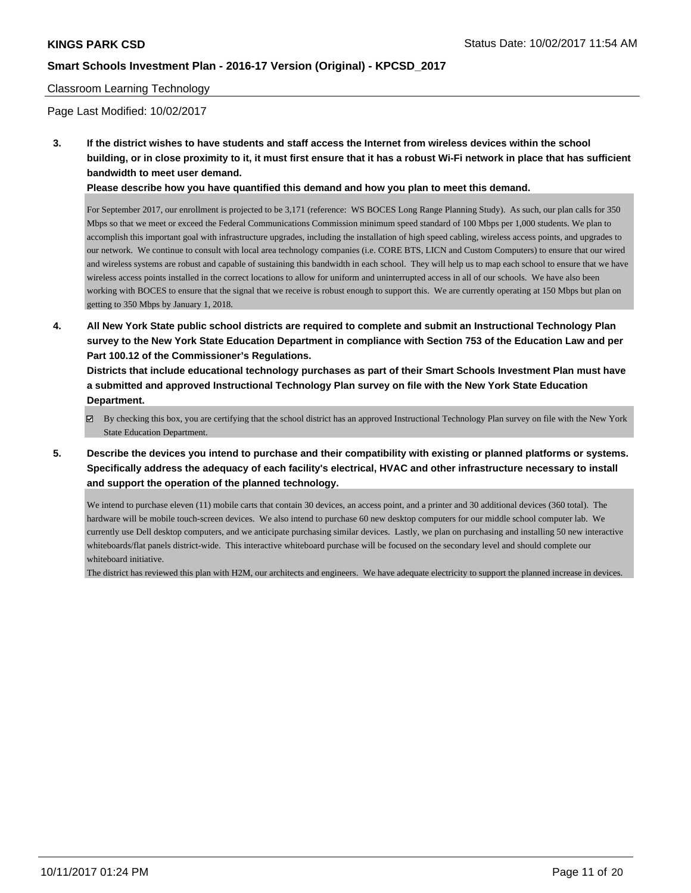Classroom Learning Technology

Page Last Modified: 10/02/2017

**3. If the district wishes to have students and staff access the Internet from wireless devices within the school building, or in close proximity to it, it must first ensure that it has a robust Wi-Fi network in place that has sufficient bandwidth to meet user demand.**

**Please describe how you have quantified this demand and how you plan to meet this demand.**

For September 2017, our enrollment is projected to be 3,171 (reference: WS BOCES Long Range Planning Study). As such, our plan calls for 350 Mbps so that we meet or exceed the Federal Communications Commission minimum speed standard of 100 Mbps per 1,000 students. We plan to accomplish this important goal with infrastructure upgrades, including the installation of high speed cabling, wireless access points, and upgrades to our network. We continue to consult with local area technology companies (i.e. CORE BTS, LICN and Custom Computers) to ensure that our wired and wireless systems are robust and capable of sustaining this bandwidth in each school. They will help us to map each school to ensure that we have wireless access points installed in the correct locations to allow for uniform and uninterrupted access in all of our schools. We have also been working with BOCES to ensure that the signal that we receive is robust enough to support this. We are currently operating at 150 Mbps but plan on getting to 350 Mbps by January 1, 2018.

**4. All New York State public school districts are required to complete and submit an Instructional Technology Plan survey to the New York State Education Department in compliance with Section 753 of the Education Law and per Part 100.12 of the Commissioner's Regulations.**

**Districts that include educational technology purchases as part of their Smart Schools Investment Plan must have a submitted and approved Instructional Technology Plan survey on file with the New York State Education Department.**

☑ By checking this box, you are certifying that the school district has an approved Instructional Technology Plan survey on file with the New York State Education Department.

**5. Describe the devices you intend to purchase and their compatibility with existing or planned platforms or systems. Specifically address the adequacy of each facility's electrical, HVAC and other infrastructure necessary to install and support the operation of the planned technology.**

We intend to purchase eleven (11) mobile carts that contain 30 devices, an access point, and a printer and 30 additional devices (360 total). The hardware will be mobile touch-screen devices. We also intend to purchase 60 new desktop computers for our middle school computer lab. We currently use Dell desktop computers, and we anticipate purchasing similar devices. Lastly, we plan on purchasing and installing 50 new interactive whiteboards/flat panels district-wide. This interactive whiteboard purchase will be focused on the secondary level and should complete our whiteboard initiative.

The district has reviewed this plan with H2M, our architects and engineers. We have adequate electricity to support the planned increase in devices.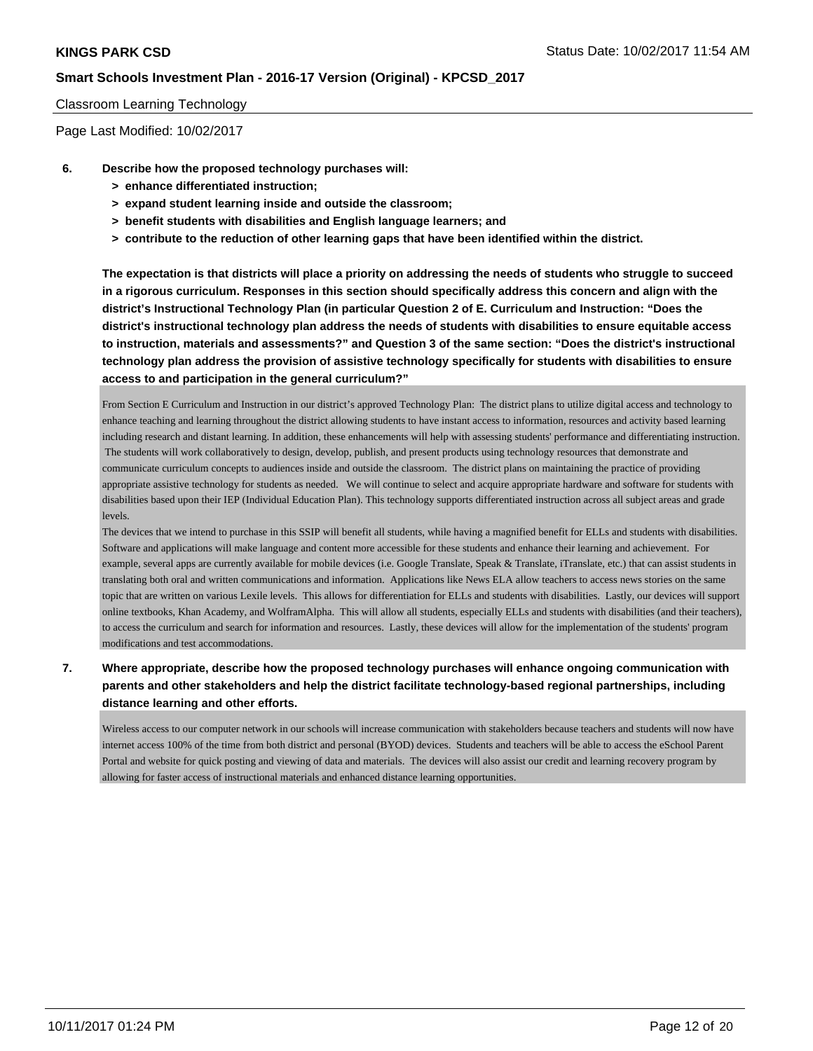Classroom Learning Technology

Page Last Modified: 10/02/2017

**6. Describe how the proposed technology purchases will:**

- **> enhance differentiated instruction;**
- **> expand student learning inside and outside the classroom;**
- **> benefit students with disabilities and English language learners; and**
- **> contribute to the reduction of other learning gaps that have been identified within the district.**

**The expectation is that districts will place a priority on addressing the needs of students who struggle to succeed in a rigorous curriculum. Responses in this section should specifically address this concern and align with the district's Instructional Technology Plan (in particular Question 2 of E. Curriculum and Instruction: "Does the district's instructional technology plan address the needs of students with disabilities to ensure equitable access to instruction, materials and assessments?" and Question 3 of the same section: "Does the district's instructional technology plan address the provision of assistive technology specifically for students with disabilities to ensure access to and participation in the general curriculum?"**

From Section E Curriculum and Instruction in our district's approved Technology Plan: The district plans to utilize digital access and technology to enhance teaching and learning throughout the district allowing students to have instant access to information, resources and activity based learning including research and distant learning. In addition, these enhancements will help with assessing students' performance and differentiating instruction. The students will work collaboratively to design, develop, publish, and present products using technology resources that demonstrate and communicate curriculum concepts to audiences inside and outside the classroom. The district plans on maintaining the practice of providing appropriate assistive technology for students as needed. We will continue to select and acquire appropriate hardware and software for students with disabilities based upon their IEP (Individual Education Plan). This technology supports differentiated instruction across all subject areas and grade levels.

The devices that we intend to purchase in this SSIP will benefit all students, while having a magnified benefit for ELLs and students with disabilities. Software and applications will make language and content more accessible for these students and enhance their learning and achievement. For example, several apps are currently available for mobile devices (i.e. Google Translate, Speak & Translate, iTranslate, etc.) that can assist students in translating both oral and written communications and information. Applications like News ELA allow teachers to access news stories on the same topic that are written on various Lexile levels. This allows for differentiation for ELLs and students with disabilities. Lastly, our devices will support online textbooks, Khan Academy, and WolframAlpha. This will allow all students, especially ELLs and students with disabilities (and their teachers), to access the curriculum and search for information and resources. Lastly, these devices will allow for the implementation of the students' program modifications and test accommodations.

**7. Where appropriate, describe how the proposed technology purchases will enhance ongoing communication with parents and other stakeholders and help the district facilitate technology-based regional partnerships, including distance learning and other efforts.**

Wireless access to our computer network in our schools will increase communication with stakeholders because teachers and students will now have internet access 100% of the time from both district and personal (BYOD) devices. Students and teachers will be able to access the eSchool Parent Portal and website for quick posting and viewing of data and materials. The devices will also assist our credit and learning recovery program by allowing for faster access of instructional materials and enhanced distance learning opportunities.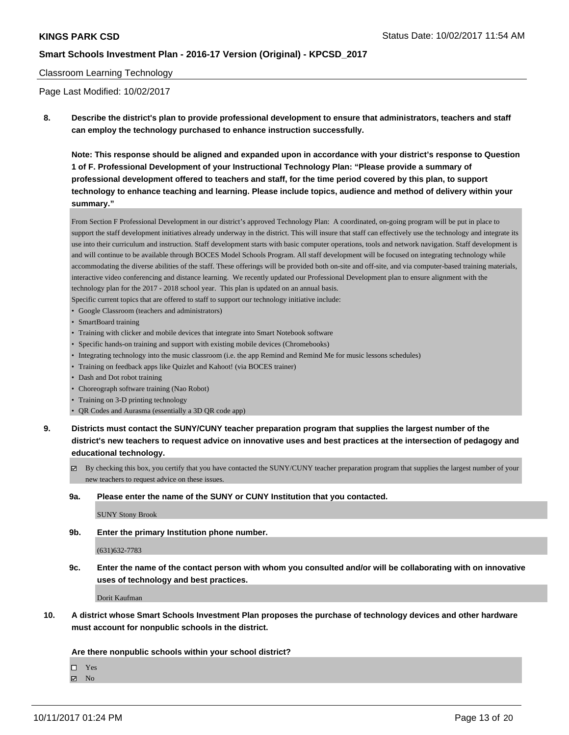Classroom Learning Technology

Page Last Modified: 10/02/2017

**8. Describe the district's plan to provide professional development to ensure that administrators, teachers and staff can employ the technology purchased to enhance instruction successfully.**

**Note: This response should be aligned and expanded upon in accordance with your district's response to Question 1 of F. Professional Development of your Instructional Technology Plan: "Please provide a summary of professional development offered to teachers and staff, for the time period covered by this plan, to support technology to enhance teaching and learning. Please include topics, audience and method of delivery within your summary."**

From Section F Professional Development in our district's approved Technology Plan: A coordinated, on-going program will be put in place to support the staff development initiatives already underway in the district. This will insure that staff can effectively use the technology and integrate its use into their curriculum and instruction. Staff development starts with basic computer operations, tools and network navigation. Staff development is and will continue to be available through BOCES Model Schools Program. All staff development will be focused on integrating technology while accommodating the diverse abilities of the staff. These offerings will be provided both on-site and off-site, and via computer-based training materials, interactive video conferencing and distance learning. We recently updated our Professional Development plan to ensure alignment with the technology plan for the 2017 - 2018 school year. This plan is updated on an annual basis.

Specific current topics that are offered to staff to support our technology initiative include:

- Google Classroom (teachers and administrators)
- SmartBoard training
- Training with clicker and mobile devices that integrate into Smart Notebook software
- Specific hands-on training and support with existing mobile devices (Chromebooks)
- Integrating technology into the music classroom (i.e. the app Remind and Remind Me for music lessons schedules)
- Training on feedback apps like Quizlet and Kahoot! (via BOCES trainer)
- Dash and Dot robot training
- Choreograph software training (Nao Robot)
- Training on 3-D printing technology
- QR Codes and Aurasma (essentially a 3D QR code app)

**9. Districts must contact the SUNY/CUNY teacher preparation program that supplies the largest number of the district's new teachers to request advice on innovative uses and best practices at the intersection of pedagogy and educational technology.**

☑ By checking this box, you certify that you have contacted the SUNY/CUNY teacher preparation program that supplies the largest number of your new teachers to request advice on these issues.

**9a. Please enter the name of the SUNY or CUNY Institution that you contacted.**

SUNY Stony Brook

**9b. Enter the primary Institution phone number.**

(631)632-7783

**9c. Enter the name of the contact person with whom you consulted and/or will be collaborating with on innovative uses of technology and best practices.**

Dorit Kaufman

**10. A district whose Smart Schools Investment Plan proposes the purchase of technology devices and other hardware must account for nonpublic schools in the district.**

**Are there nonpublic schools within your school district?**

☐ Yes
☑ No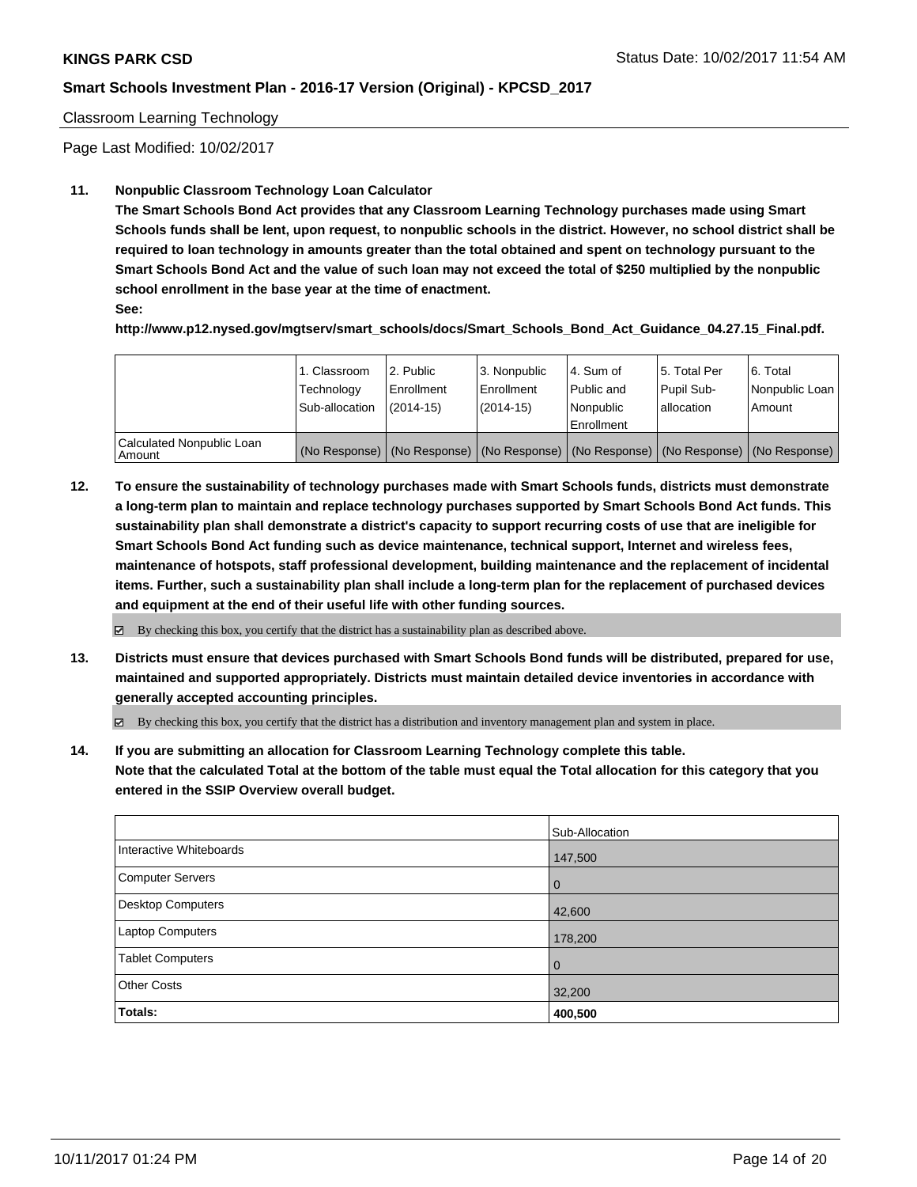Classroom Learning Technology

Page Last Modified: 10/02/2017

**11. Nonpublic Classroom Technology Loan Calculator**

**The Smart Schools Bond Act provides that any Classroom Learning Technology purchases made using Smart Schools funds shall be lent, upon request, to nonpublic schools in the district. However, no school district shall be required to loan technology in amounts greater than the total obtained and spent on technology pursuant to the Smart Schools Bond Act and the value of such loan may not exceed the total of $250 multiplied by the nonpublic school enrollment in the base year at the time of enactment.**

**See:**

**http://www.p12.nysed.gov/mgtserv/smart_schools/docs/Smart_Schools_Bond_Act_Guidance_04.27.15_Final.pdf.**

| | 1. Classroom Technology Sub-allocation | 2. Public Enrollment (2014-15) | 3. Nonpublic Enrollment (2014-15) | 4. Sum of Public and Nonpublic Enrollment | 5. Total Per Pupil Sub-allocation | 6. Total Nonpublic Loan Amount |
|---|---|---|---|---|---|---|
| Calculated Nonpublic Loan Amount | (No Response) | (No Response) | (No Response) | (No Response) | (No Response) | (No Response) |

**12. To ensure the sustainability of technology purchases made with Smart Schools funds, districts must demonstrate a long-term plan to maintain and replace technology purchases supported by Smart Schools Bond Act funds. This sustainability plan shall demonstrate a district's capacity to support recurring costs of use that are ineligible for Smart Schools Bond Act funding such as device maintenance, technical support, Internet and wireless fees, maintenance of hotspots, staff professional development, building maintenance and the replacement of incidental items. Further, such a sustainability plan shall include a long-term plan for the replacement of purchased devices and equipment at the end of their useful life with other funding sources.**

☑ By checking this box, you certify that the district has a sustainability plan as described above.

**13. Districts must ensure that devices purchased with Smart Schools Bond funds will be distributed, prepared for use, maintained and supported appropriately. Districts must maintain detailed device inventories in accordance with generally accepted accounting principles.**

☑ By checking this box, you certify that the district has a distribution and inventory management plan and system in place.

**14. If you are submitting an allocation for Classroom Learning Technology complete this table. Note that the calculated Total at the bottom of the table must equal the Total allocation for this category that you entered in the SSIP Overview overall budget.**

| | Sub-Allocation |
|---|---|
| Interactive Whiteboards | 147,500 |
| Computer Servers | 0 |
| Desktop Computers | 42,600 |
| Laptop Computers | 178,200 |
| Tablet Computers | 0 |
| Other Costs | 32,200 |
| **Totals:** | **400,500** |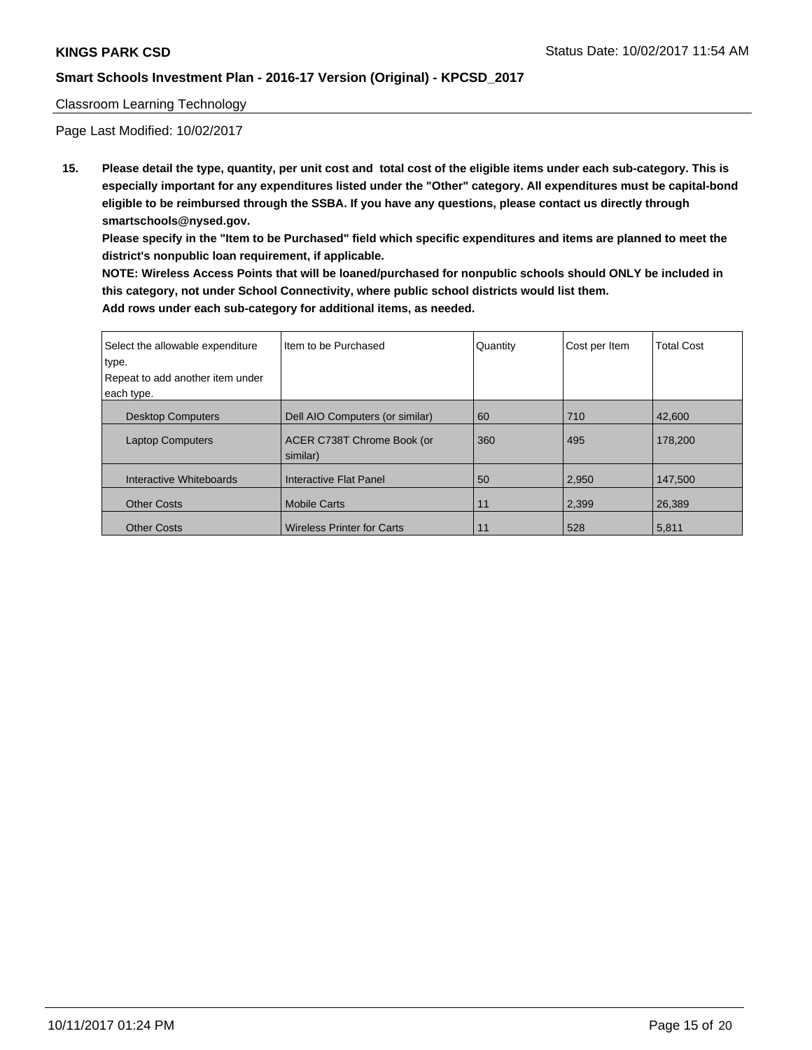Classroom Learning Technology

Page Last Modified: 10/02/2017

**15. Please detail the type, quantity, per unit cost and total cost of the eligible items under each sub-category. This is especially important for any expenditures listed under the "Other" category. All expenditures must be capital-bond eligible to be reimbursed through the SSBA. If you have any questions, please contact us directly through smartschools@nysed.gov.**

**Please specify in the "Item to be Purchased" field which specific expenditures and items are planned to meet the district's nonpublic loan requirement, if applicable.**

**NOTE: Wireless Access Points that will be loaned/purchased for nonpublic schools should ONLY be included in this category, not under School Connectivity, where public school districts would list them.**

**Add rows under each sub-category for additional items, as needed.**

| Select the allowable expenditure type. Repeat to add another item under each type. | Item to be Purchased | Quantity | Cost per Item | Total Cost |
|---|---|---|---|---|
| Desktop Computers | Dell AIO Computers (or similar) | 60 | 710 | 42,600 |
| Laptop Computers | ACER C738T Chrome Book (or similar) | 360 | 495 | 178,200 |
| Interactive Whiteboards | Interactive Flat Panel | 50 | 2,950 | 147,500 |
| Other Costs | Mobile Carts | 11 | 2,399 | 26,389 |
| Other Costs | Wireless Printer for Carts | 11 | 528 | 5,811 |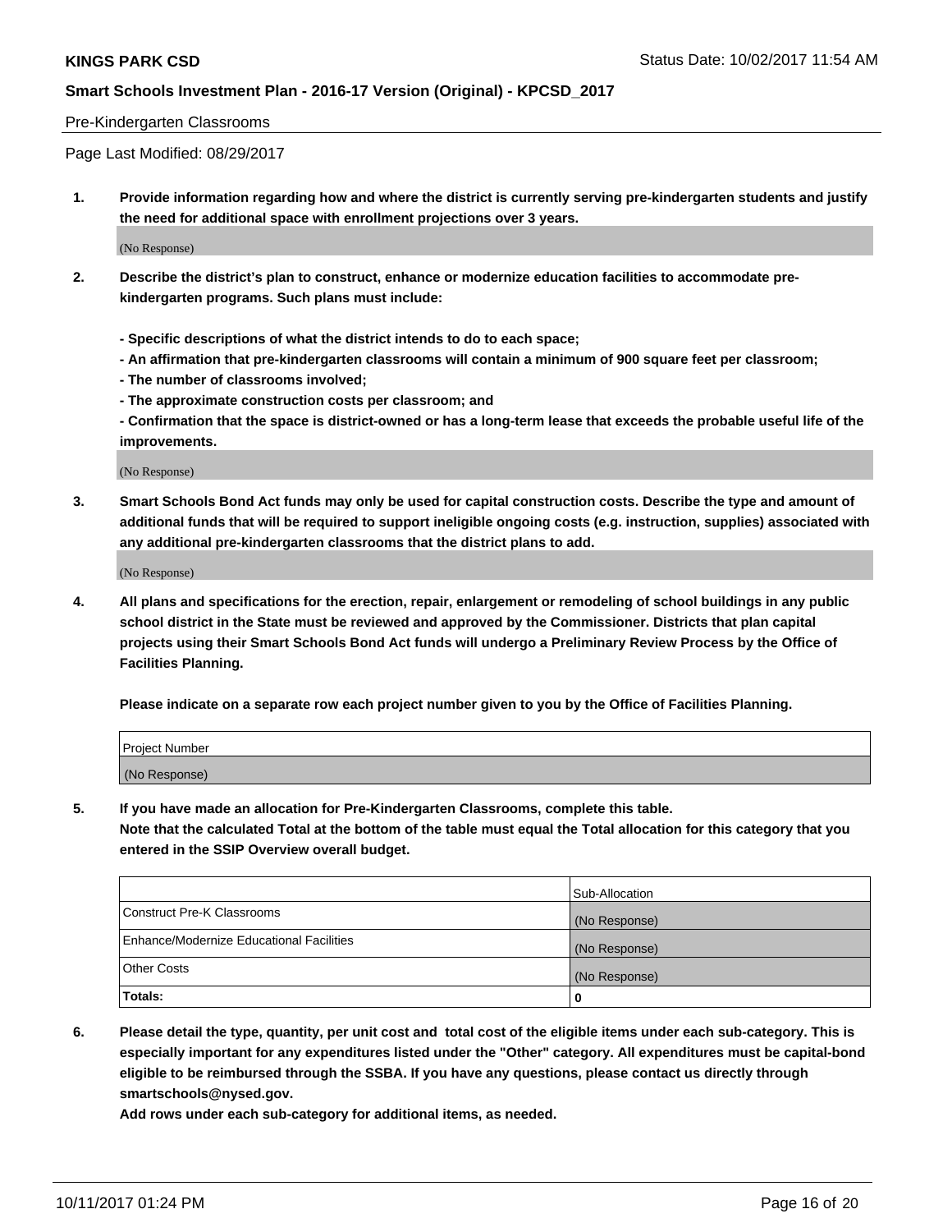Pre-Kindergarten Classrooms

Page Last Modified: 08/29/2017

**1. Provide information regarding how and where the district is currently serving pre-kindergarten students and justify the need for additional space with enrollment projections over 3 years.**

(No Response)

**2. Describe the district's plan to construct, enhance or modernize education facilities to accommodate pre-kindergarten programs. Such plans must include:**

**- Specific descriptions of what the district intends to do to each space;**
**- An affirmation that pre-kindergarten classrooms will contain a minimum of 900 square feet per classroom;**
**- The number of classrooms involved;**
**- The approximate construction costs per classroom; and**
**- Confirmation that the space is district-owned or has a long-term lease that exceeds the probable useful life of the improvements.**

(No Response)

**3. Smart Schools Bond Act funds may only be used for capital construction costs. Describe the type and amount of additional funds that will be required to support ineligible ongoing costs (e.g. instruction, supplies) associated with any additional pre-kindergarten classrooms that the district plans to add.**

(No Response)

**4. All plans and specifications for the erection, repair, enlargement or remodeling of school buildings in any public school district in the State must be reviewed and approved by the Commissioner. Districts that plan capital projects using their Smart Schools Bond Act funds will undergo a Preliminary Review Process by the Office of Facilities Planning.**

**Please indicate on a separate row each project number given to you by the Office of Facilities Planning.**

| Project Number |
|---|
| (No Response) |

**5. If you have made an allocation for Pre-Kindergarten Classrooms, complete this table.**
**Note that the calculated Total at the bottom of the table must equal the Total allocation for this category that you entered in the SSIP Overview overall budget.**

| | Sub-Allocation |
|---|---|
| Construct Pre-K Classrooms | (No Response) |
| Enhance/Modernize Educational Facilities | (No Response) |
| Other Costs | (No Response) |
| **Totals:** | **0** |

**6. Please detail the type, quantity, per unit cost and total cost of the eligible items under each sub-category. This is especially important for any expenditures listed under the "Other" category. All expenditures must be capital-bond eligible to be reimbursed through the SSBA. If you have any questions, please contact us directly through smartschools@nysed.gov.**

**Add rows under each sub-category for additional items, as needed.**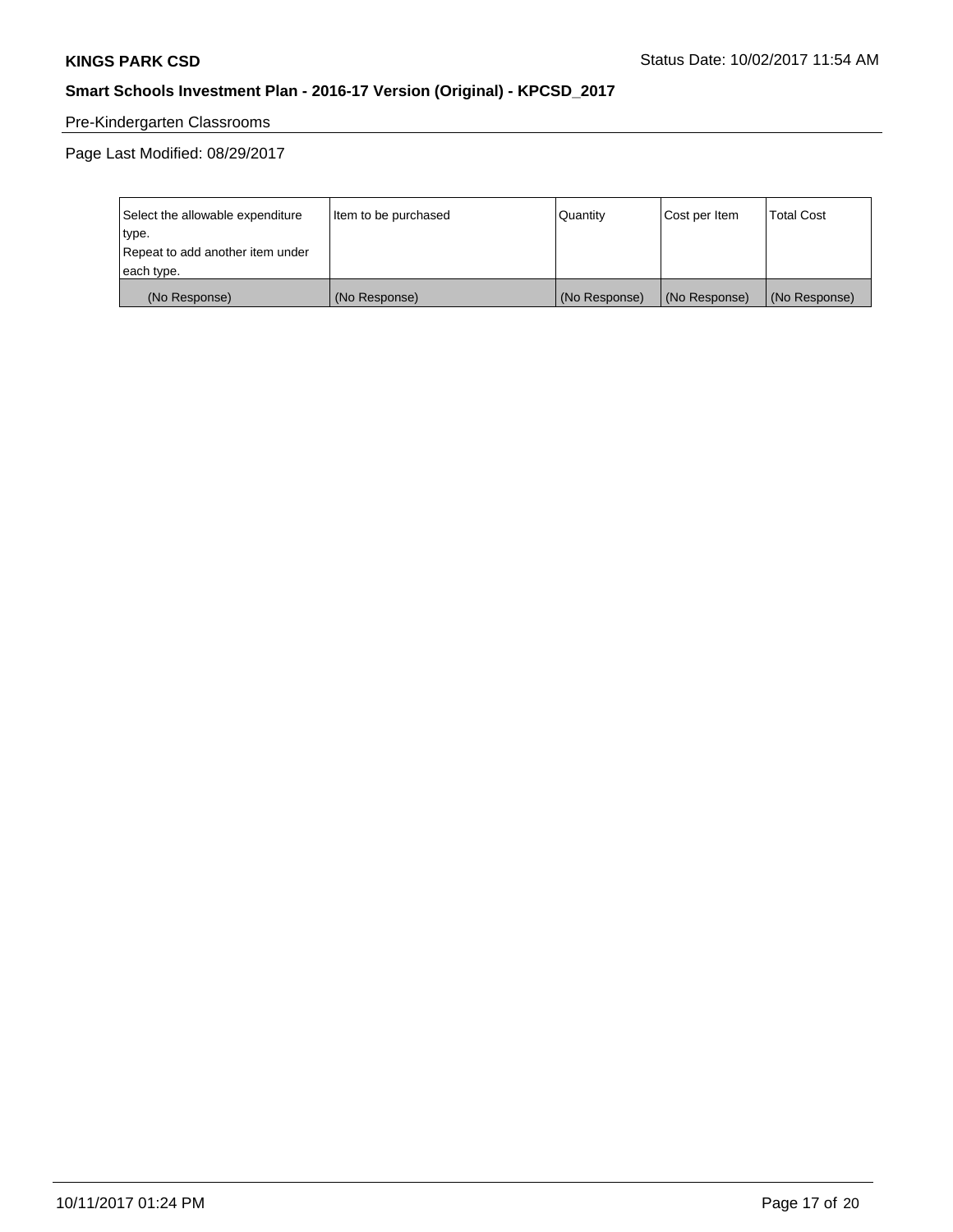Pre-Kindergarten Classrooms

Page Last Modified: 08/29/2017

| Select the allowable expenditure type. Repeat to add another item under each type. | Item to be purchased | Quantity | Cost per Item | Total Cost |
|---|---|---|---|---|
| (No Response) | (No Response) | (No Response) | (No Response) | (No Response) |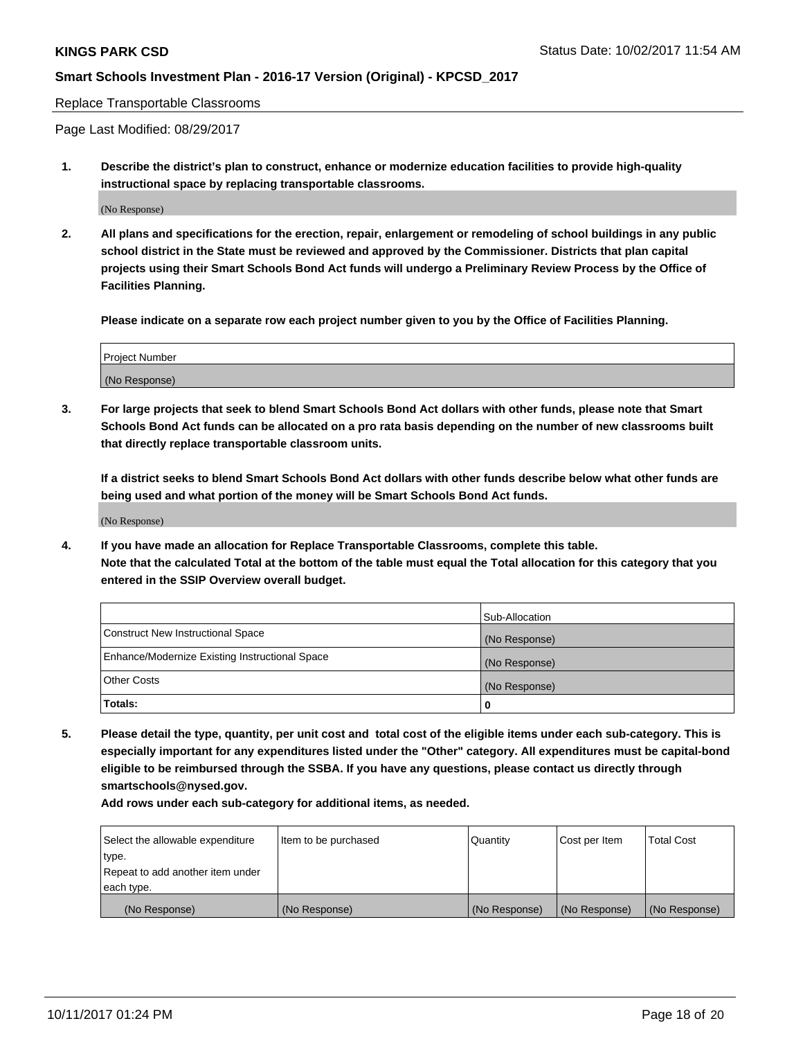Replace Transportable Classrooms

Page Last Modified: 08/29/2017

**1. Describe the district's plan to construct, enhance or modernize education facilities to provide high-quality instructional space by replacing transportable classrooms.**

(No Response)

**2. All plans and specifications for the erection, repair, enlargement or remodeling of school buildings in any public school district in the State must be reviewed and approved by the Commissioner. Districts that plan capital projects using their Smart Schools Bond Act funds will undergo a Preliminary Review Process by the Office of Facilities Planning.**

**Please indicate on a separate row each project number given to you by the Office of Facilities Planning.**

| Project Number |
| --- |
| (No Response) |

**3. For large projects that seek to blend Smart Schools Bond Act dollars with other funds, please note that Smart Schools Bond Act funds can be allocated on a pro rata basis depending on the number of new classrooms built that directly replace transportable classroom units.**

**If a district seeks to blend Smart Schools Bond Act dollars with other funds describe below what other funds are being used and what portion of the money will be Smart Schools Bond Act funds.**

(No Response)

**4. If you have made an allocation for Replace Transportable Classrooms, complete this table. Note that the calculated Total at the bottom of the table must equal the Total allocation for this category that you entered in the SSIP Overview overall budget.**

| | Sub-Allocation |
| --- | --- |
| Construct New Instructional Space | (No Response) |
| Enhance/Modernize Existing Instructional Space | (No Response) |
| Other Costs | (No Response) |
| **Totals:** | **0** |

**5. Please detail the type, quantity, per unit cost and total cost of the eligible items under each sub-category. This is especially important for any expenditures listed under the "Other" category. All expenditures must be capital-bond eligible to be reimbursed through the SSBA. If you have any questions, please contact us directly through smartschools@nysed.gov.**

**Add rows under each sub-category for additional items, as needed.**

| Select the allowable expenditure type. Repeat to add another item under each type. | Item to be purchased | Quantity | Cost per Item | Total Cost |
| --- | --- | --- | --- | --- |
| (No Response) | (No Response) | (No Response) | (No Response) | (No Response) |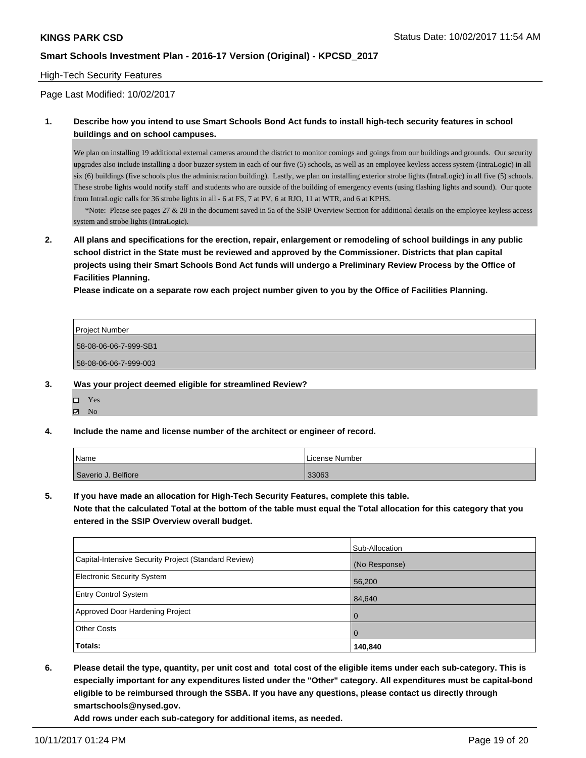High-Tech Security Features

Page Last Modified: 10/02/2017

**1. Describe how you intend to use Smart Schools Bond Act funds to install high-tech security features in school buildings and on school campuses.**

We plan on installing 19 additional external cameras around the district to monitor comings and goings from our buildings and grounds. Our security upgrades also include installing a door buzzer system in each of our five (5) schools, as well as an employee keyless access system (IntraLogic) in all six (6) buildings (five schools plus the administration building). Lastly, we plan on installing exterior strobe lights (IntraLogic) in all five (5) schools. These strobe lights would notify staff and students who are outside of the building of emergency events (using flashing lights and sound). Our quote from IntraLogic calls for 36 strobe lights in all - 6 at FS, 7 at PV, 6 at RJO, 11 at WTR, and 6 at KPHS.

*Note: Please see pages 27 & 28 in the document saved in 5a of the SSIP Overview Section for additional details on the employee keyless access system and strobe lights (IntraLogic).

**2. All plans and specifications for the erection, repair, enlargement or remodeling of school buildings in any public school district in the State must be reviewed and approved by the Commissioner. Districts that plan capital projects using their Smart Schools Bond Act funds will undergo a Preliminary Review Process by the Office of Facilities Planning.**

**Please indicate on a separate row each project number given to you by the Office of Facilities Planning.**

| Project Number |
|---|
| 58-08-06-06-7-999-SB1 |
| 58-08-06-06-7-999-003 |

**3. Was your project deemed eligible for streamlined Review?**

- ☐ Yes
- ☑ No

**4. Include the name and license number of the architect or engineer of record.**

| Name | License Number |
|---|---|
| Saverio J. Belfiore | 33063 |

**5. If you have made an allocation for High-Tech Security Features, complete this table.**
**Note that the calculated Total at the bottom of the table must equal the Total allocation for this category that you entered in the SSIP Overview overall budget.**

| | Sub-Allocation |
|---|---|
| Capital-Intensive Security Project (Standard Review) | (No Response) |
| Electronic Security System | 56,200 |
| Entry Control System | 84,640 |
| Approved Door Hardening Project | 0 |
| Other Costs | 0 |
| **Totals:** | **140,840** |

**6. Please detail the type, quantity, per unit cost and total cost of the eligible items under each sub-category. This is especially important for any expenditures listed under the "Other" category. All expenditures must be capital-bond eligible to be reimbursed through the SSBA. If you have any questions, please contact us directly through smartschools@nysed.gov.**
**Add rows under each sub-category for additional items, as needed.**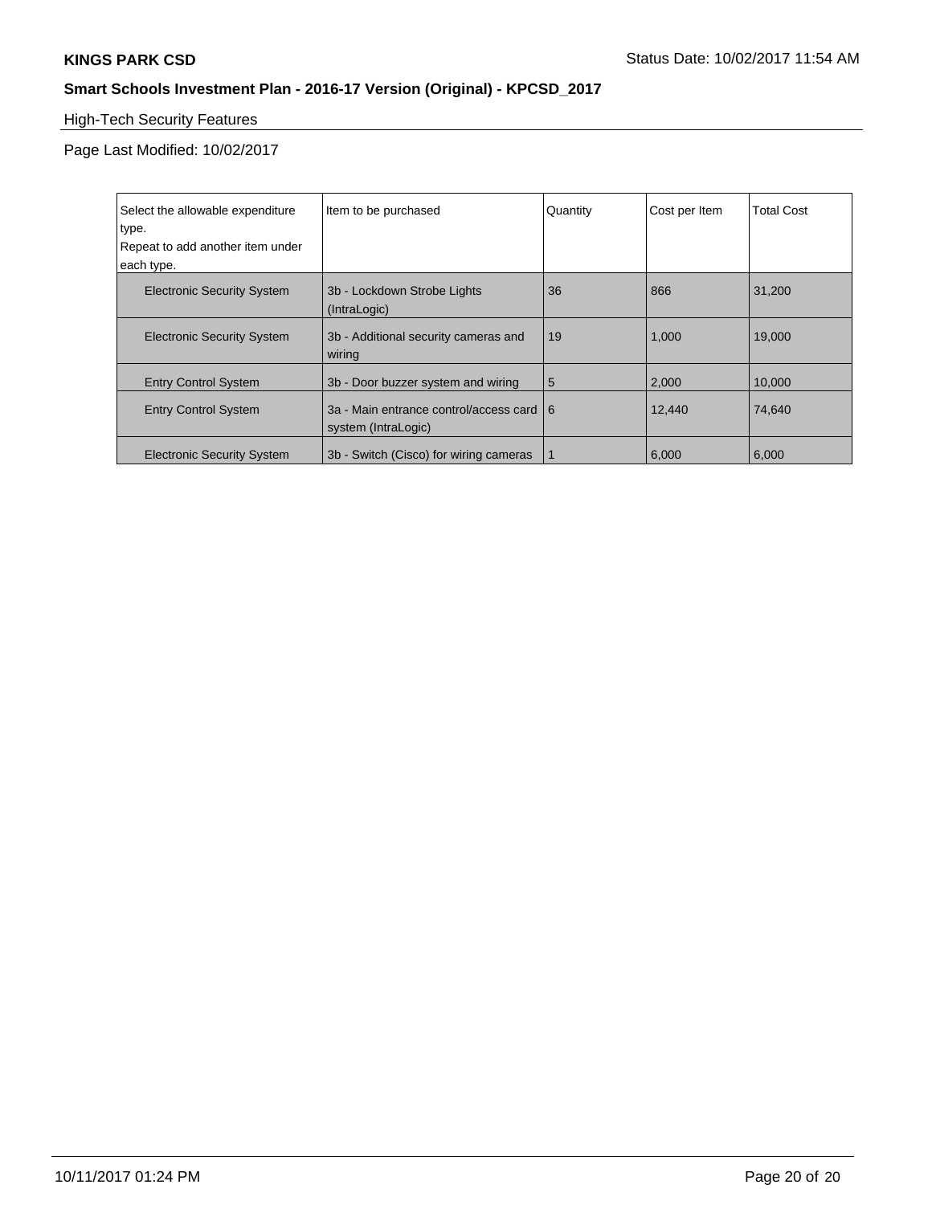## High-Tech Security Features

Page Last Modified: 10/02/2017

| Select the allowable expenditure type.<br>Repeat to add another item under each type. | Item to be purchased | Quantity | Cost per Item | Total Cost |
|---|---|---|---|---|
| Electronic Security System | 3b - Lockdown Strobe Lights (IntraLogic) | 36 | 866 | 31,200 |
| Electronic Security System | 3b - Additional security cameras and wiring | 19 | 1,000 | 19,000 |
| Entry Control System | 3b - Door buzzer system and wiring | 5 | 2,000 | 10,000 |
| Entry Control System | 3a - Main entrance control/access card system (IntraLogic) | 6 | 12,440 | 74,640 |
| Electronic Security System | 3b - Switch (Cisco) for wiring cameras | 1 | 6,000 | 6,000 |